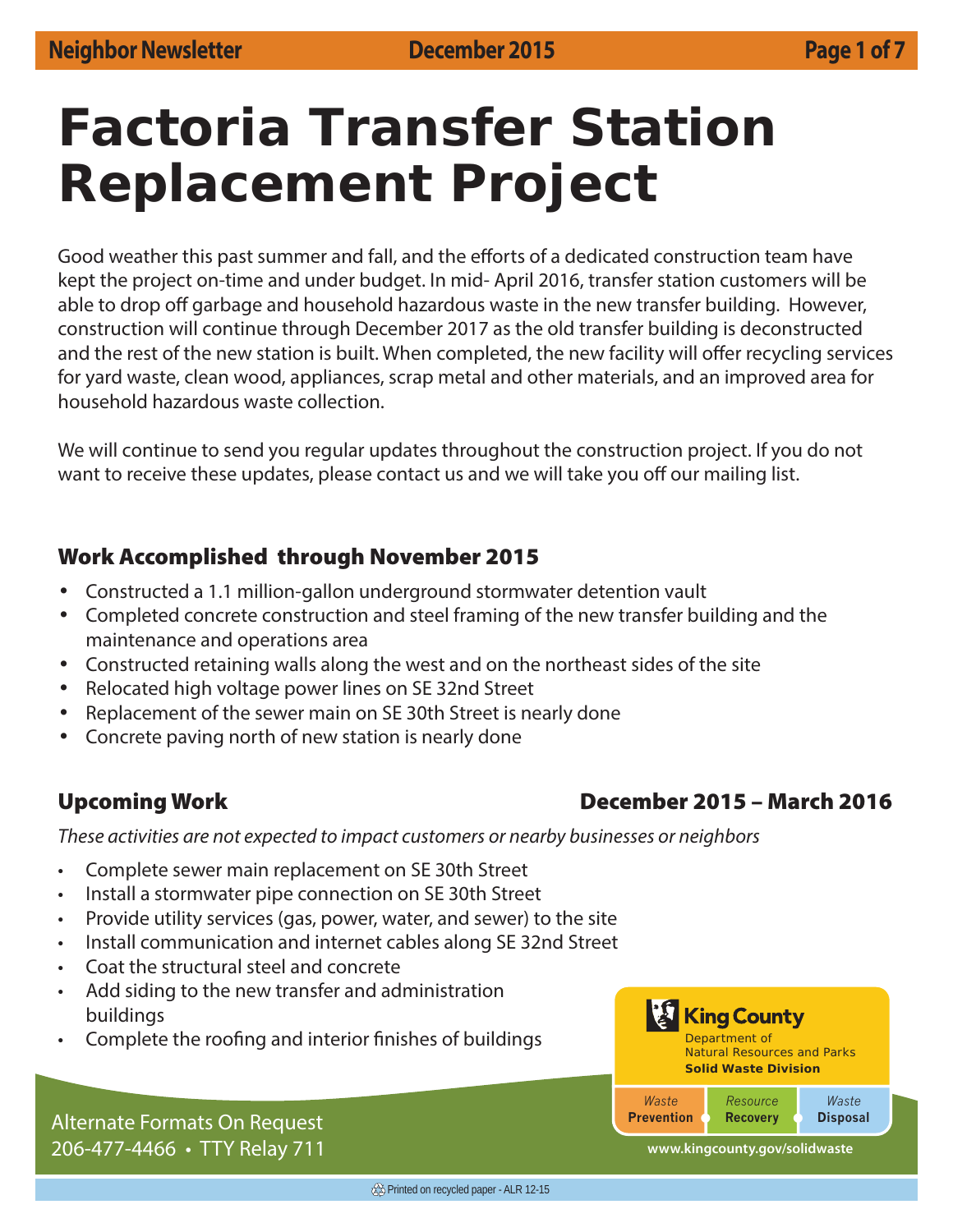# Factoria Transfer Station Replacement Project

Good weather this past summer and fall, and the efforts of a dedicated construction team have kept the project on-time and under budget. In mid- April 2016, transfer station customers will be able to drop off garbage and household hazardous waste in the new transfer building. However, construction will continue through December 2017 as the old transfer building is deconstructed and the rest of the new station is built. When completed, the new facility will offer recycling services for yard waste, clean wood, appliances, scrap metal and other materials, and an improved area for household hazardous waste collection.

We will continue to send you regular updates throughout the construction project. If you do not want to receive these updates, please contact us and we will take you off our mailing list.

## Work Accomplished through November 2015

- Constructed a 1.1 million-gallon underground stormwater detention vault
- Completed concrete construction and steel framing of the new transfer building and the maintenance and operations area
- Constructed retaining walls along the west and on the northeast sides of the site
- Relocated high voltage power lines on SE 32nd Street
- Replacement of the sewer main on SE 30th Street is nearly done
- Concrete paving north of new station is nearly done

## Upcoming Work December 2015 – March 2016

*These activities are not expected to impact customers or nearby businesses or neighbors*

- Complete sewer main replacement on SE 30th Street
- Install a stormwater pipe connection on SE 30th Street
- Provide utility services (gas, power, water, and sewer) to the site
- Install communication and internet cables along SE 32nd Street
- Coat the structural steel and concrete
- Add siding to the new transfer and administration buildings
- Complete the roofing and interior finishes of buildings

Alternate Formats On Request
206-477-4466 • TTY Relay 711

King County
Department of Natural Resources and Parks
**Solid Waste Division**

*Waste* **Prevention** | *Resource* **Recovery** | *Waste* **Disposal**

www.kingcounty.gov/solidwaste

Printed on recycled paper - ALR 12-15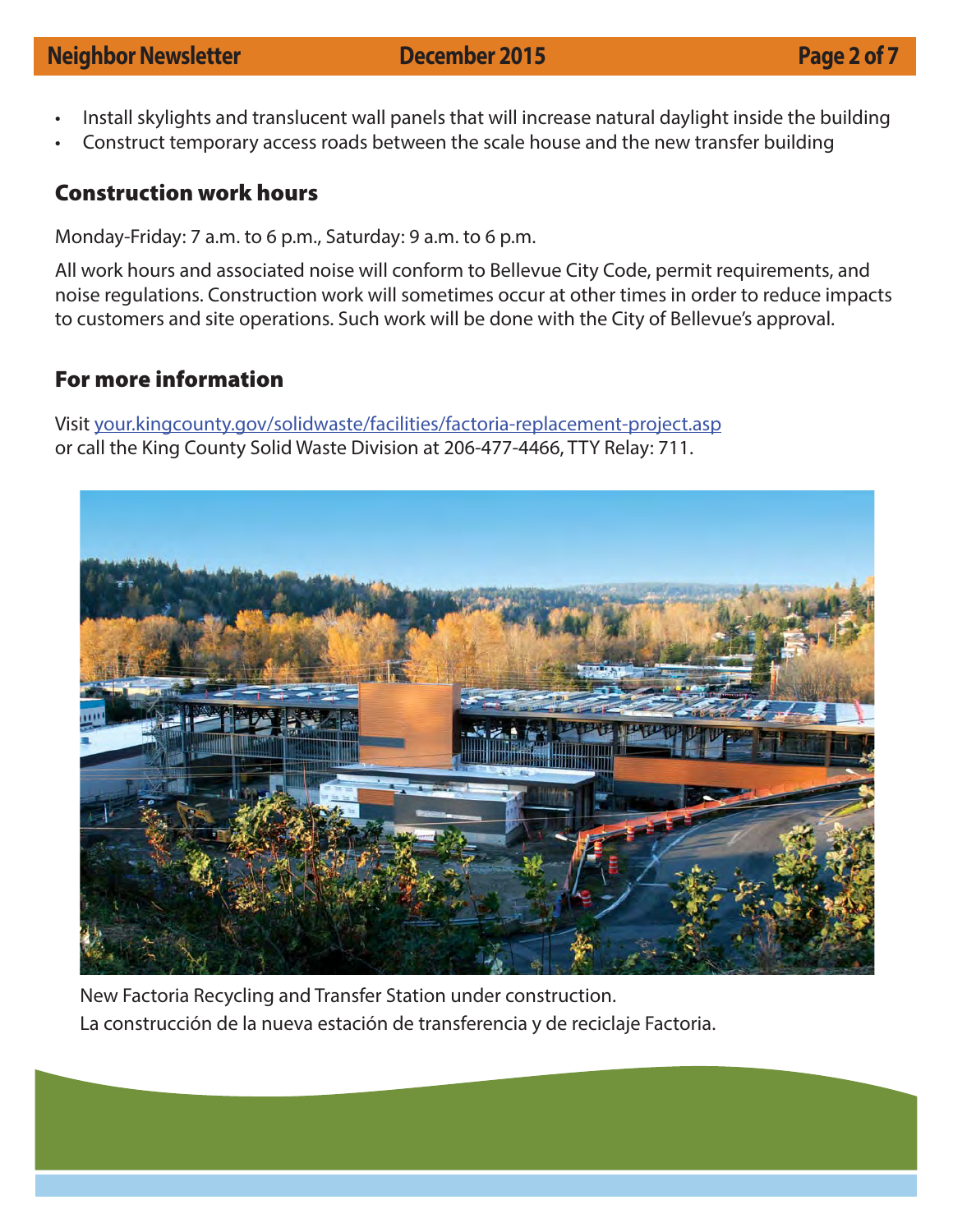- Install skylights and translucent wall panels that will increase natural daylight inside the building
- Construct temporary access roads between the scale house and the new transfer building

## Construction work hours

Monday-Friday: 7 a.m. to 6 p.m., Saturday: 9 a.m. to 6 p.m.

All work hours and associated noise will conform to Bellevue City Code, permit requirements, and noise regulations. Construction work will sometimes occur at other times in order to reduce impacts to customers and site operations. Such work will be done with the City of Bellevue's approval.

## For more information

Visit your.kingcounty.gov/solidwaste/facilities/factoria-replacement-project.asp or call the King County Solid Waste Division at 206-477-4466, TTY Relay: 711.

New Factoria Recycling and Transfer Station under construction.
La construcción de la nueva estación de transferencia y de reciclaje Factoria.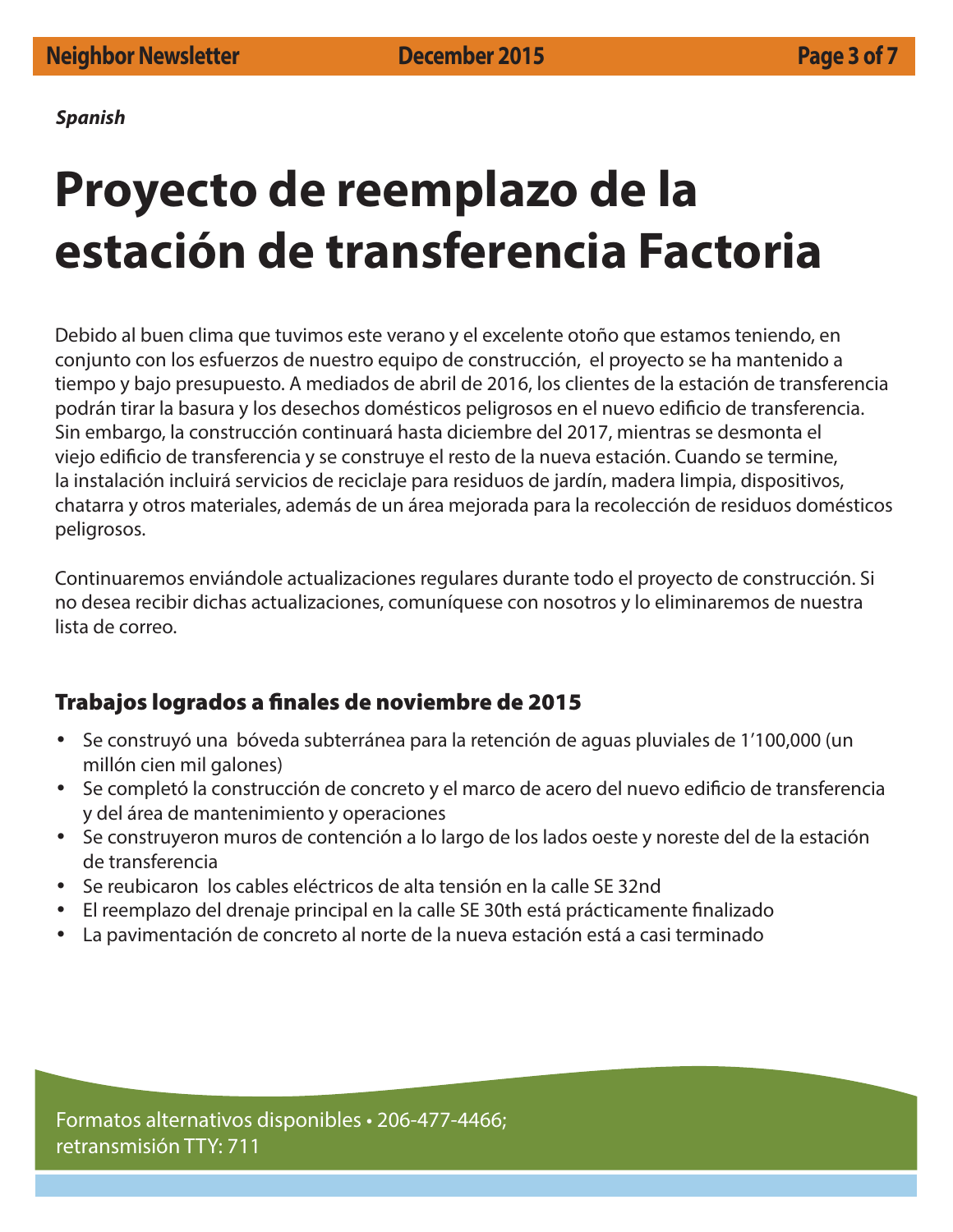*Spanish*

# Proyecto de reemplazo de la estación de transferencia Factoria

Debido al buen clima que tuvimos este verano y el excelente otoño que estamos teniendo, en conjunto con los esfuerzos de nuestro equipo de construcción, el proyecto se ha mantenido a tiempo y bajo presupuesto. A mediados de abril de 2016, los clientes de la estación de transferencia podrán tirar la basura y los desechos domésticos peligrosos en el nuevo edificio de transferencia. Sin embargo, la construcción continuará hasta diciembre del 2017, mientras se desmonta el viejo edificio de transferencia y se construye el resto de la nueva estación. Cuando se termine, la instalación incluirá servicios de reciclaje para residuos de jardín, madera limpia, dispositivos, chatarra y otros materiales, además de un área mejorada para la recolección de residuos domésticos peligrosos.

Continuaremos enviándole actualizaciones regulares durante todo el proyecto de construcción. Si no desea recibir dichas actualizaciones, comuníquese con nosotros y lo eliminaremos de nuestra lista de correo.

## Trabajos logrados a finales de noviembre de 2015

- Se construyó una bóveda subterránea para la retención de aguas pluviales de 1’100,000 (un millón cien mil galones)
- Se completó la construcción de concreto y el marco de acero del nuevo edificio de transferencia y del área de mantenimiento y operaciones
- Se construyeron muros de contención a lo largo de los lados oeste y noreste del de la estación de transferencia
- Se reubicaron los cables eléctricos de alta tensión en la calle SE 32nd
- El reemplazo del drenaje principal en la calle SE 30th está prácticamente finalizado
- La pavimentación de concreto al norte de la nueva estación está a casi terminado

Formatos alternativos disponibles • 206-477-4466;
retransmisión TTY: 711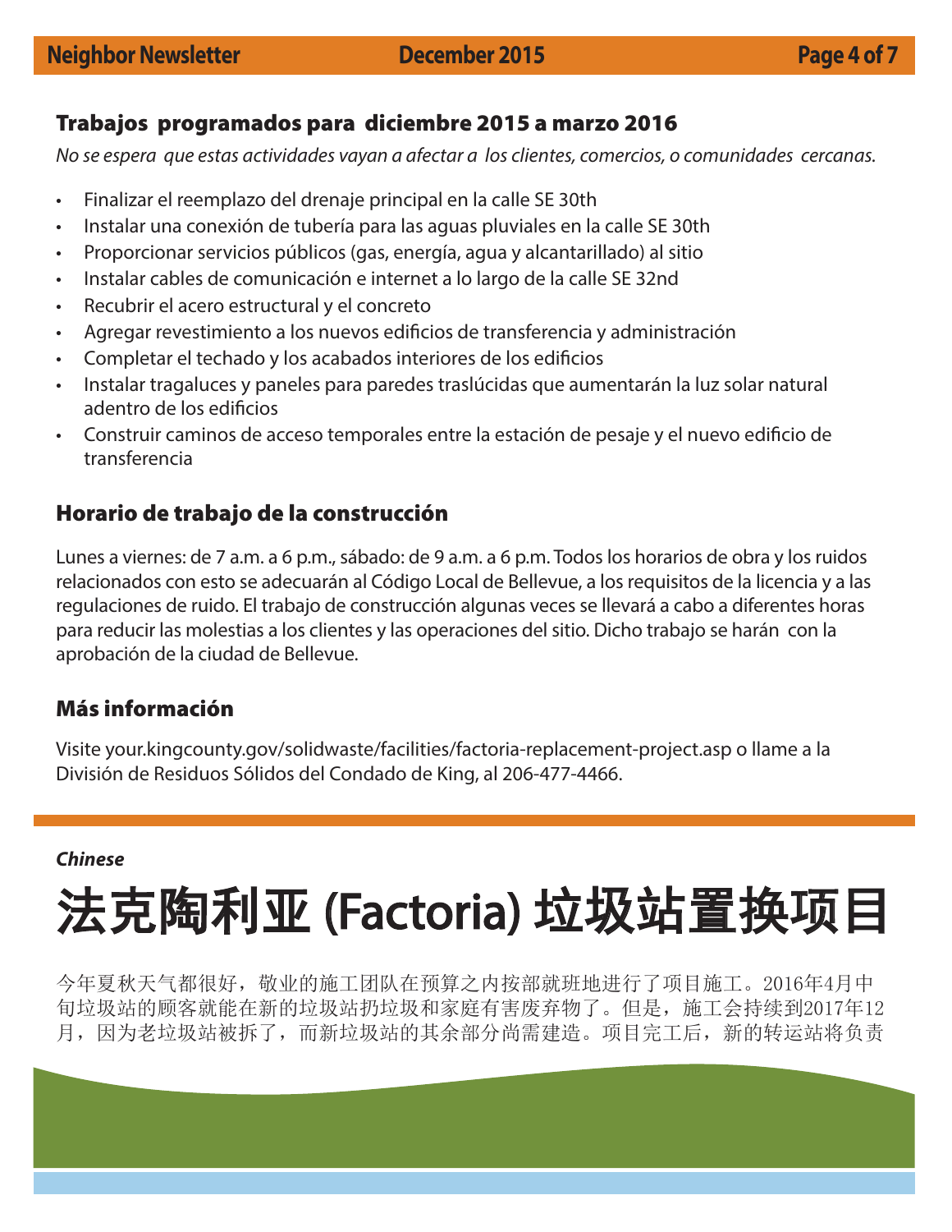## Trabajos programados para diciembre 2015 a marzo 2016

*No se espera que estas actividades vayan a afectar a los clientes, comercios, o comunidades cercanas.*

- Finalizar el reemplazo del drenaje principal en la calle SE 30th
- Instalar una conexión de tubería para las aguas pluviales en la calle SE 30th
- Proporcionar servicios públicos (gas, energía, agua y alcantarillado) al sitio
- Instalar cables de comunicación e internet a lo largo de la calle SE 32nd
- Recubrir el acero estructural y el concreto
- Agregar revestimiento a los nuevos edificios de transferencia y administración
- Completar el techado y los acabados interiores de los edificios
- Instalar tragaluces y paneles para paredes traslúcidas que aumentarán la luz solar natural adentro de los edificios
- Construir caminos de acceso temporales entre la estación de pesaje y el nuevo edificio de transferencia

## Horario de trabajo de la construcción

Lunes a viernes: de 7 a.m. a 6 p.m., sábado: de 9 a.m. a 6 p.m. Todos los horarios de obra y los ruidos relacionados con esto se adecuarán al Código Local de Bellevue, a los requisitos de la licencia y a las regulaciones de ruido. El trabajo de construcción algunas veces se llevará a cabo a diferentes horas para reducir las molestias a los clientes y las operaciones del sitio. Dicho trabajo se harán con la aprobación de la ciudad de Bellevue.

## Más información

Visite your.kingcounty.gov/solidwaste/facilities/factoria-replacement-project.asp o llame a la División de Residuos Sólidos del Condado de King, al 206-477-4466.

***Chinese***

# 法克陶利亚 (Factoria) 垃圾站置换项目

今年夏秋天气都很好，敬业的施工团队在预算之内按部就班地进行了项目施工。2016年4月中旬垃圾站的顾客就能在新的垃圾站扔垃圾和家庭有害废弃物了。但是，施工会持续到2017年12月，因为老垃圾站被拆了，而新垃圾站的其余部分尚需建造。项目完工后，新的转运站将负责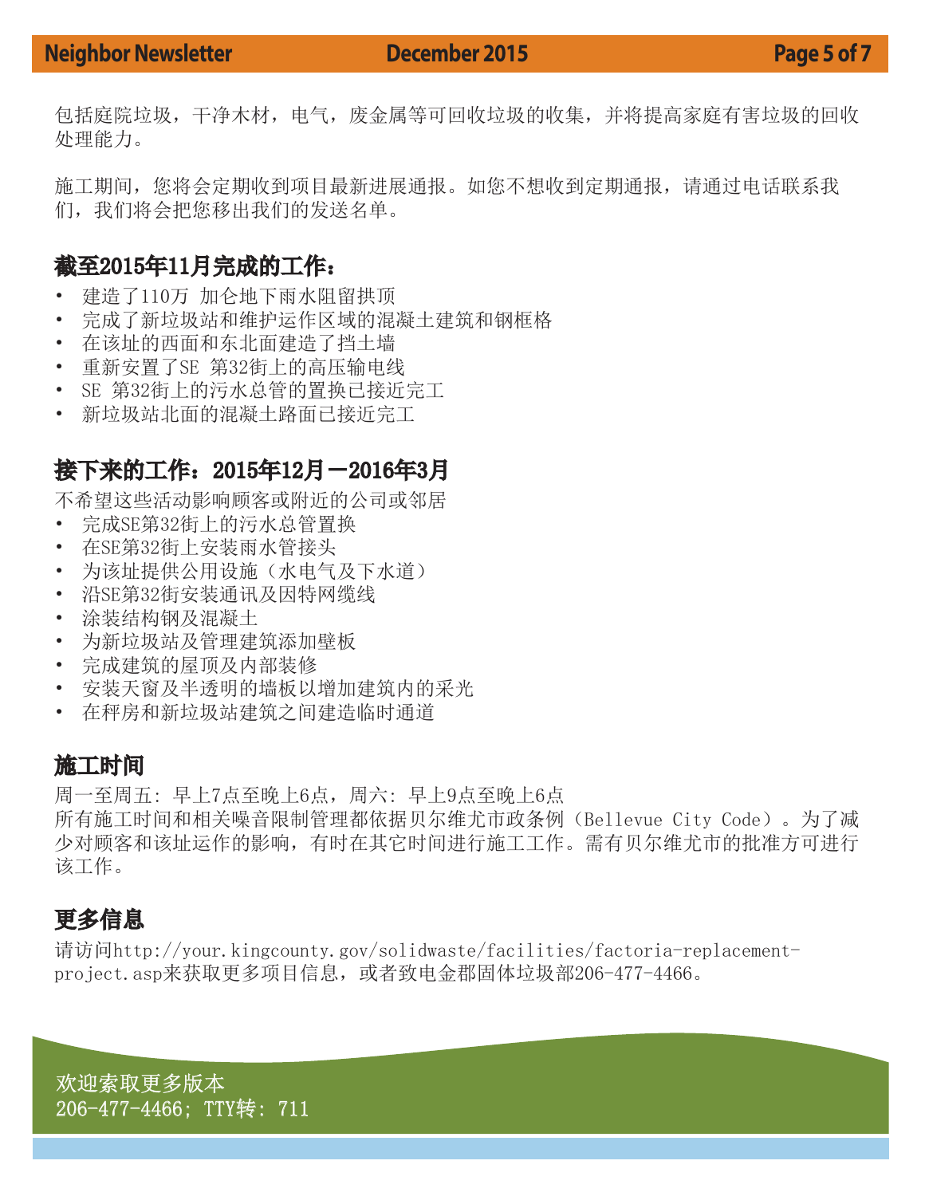包括庭院垃圾，干净木材，电气，废金属等可回收垃圾的收集，并将提高家庭有害垃圾的回收处理能力。

施工期间，您将会定期收到项目最新进展通报。如您不想收到定期通报，请通过电话联系我们，我们将会把您移出我们的发送名单。

## 截至2015年11月完成的工作：

- 建造了110万 加仑地下雨水阻留拱顶
- 完成了新垃圾站和维护运作区域的混凝土建筑和钢框格
- 在该址的西面和东北面建造了挡土墙
- 重新安置了SE 第32街上的高压输电线
- SE 第32街上的污水总管的置换已接近完工
- 新垃圾站北面的混凝土路面已接近完工

## 接下来的工作：2015年12月－2016年3月

不希望这些活动影响顾客或附近的公司或邻居

- 完成SE第32街上的污水总管置换
- 在SE第32街上安装雨水管接头
- 为该址提供公用设施（水电气及下水道）
- 沿SE第32街安装通讯及因特网缆线
- 涂装结构钢及混凝土
- 为新垃圾站及管理建筑添加壁板
- 完成建筑的屋顶及内部装修
- 安装天窗及半透明的墙板以增加建筑内的采光
- 在秤房和新垃圾站建筑之间建造临时通道

## 施工时间

周一至周五：早上7点至晚上6点，周六：早上9点至晚上6点
所有施工时间和相关噪音限制管理都依据贝尔维尤市政条例（Bellevue City Code）。为了减少对顾客和该址运作的影响，有时在其它时间进行施工工作。需有贝尔维尤市的批准方可进行该工作。

## 更多信息

请访问http://your.kingcounty.gov/solidwaste/facilities/factoria-replacement-project.asp来获取更多项目信息，或者致电金郡固体垃圾部206-477-4466。

欢迎索取更多版本
206-477-4466; TTY转: 711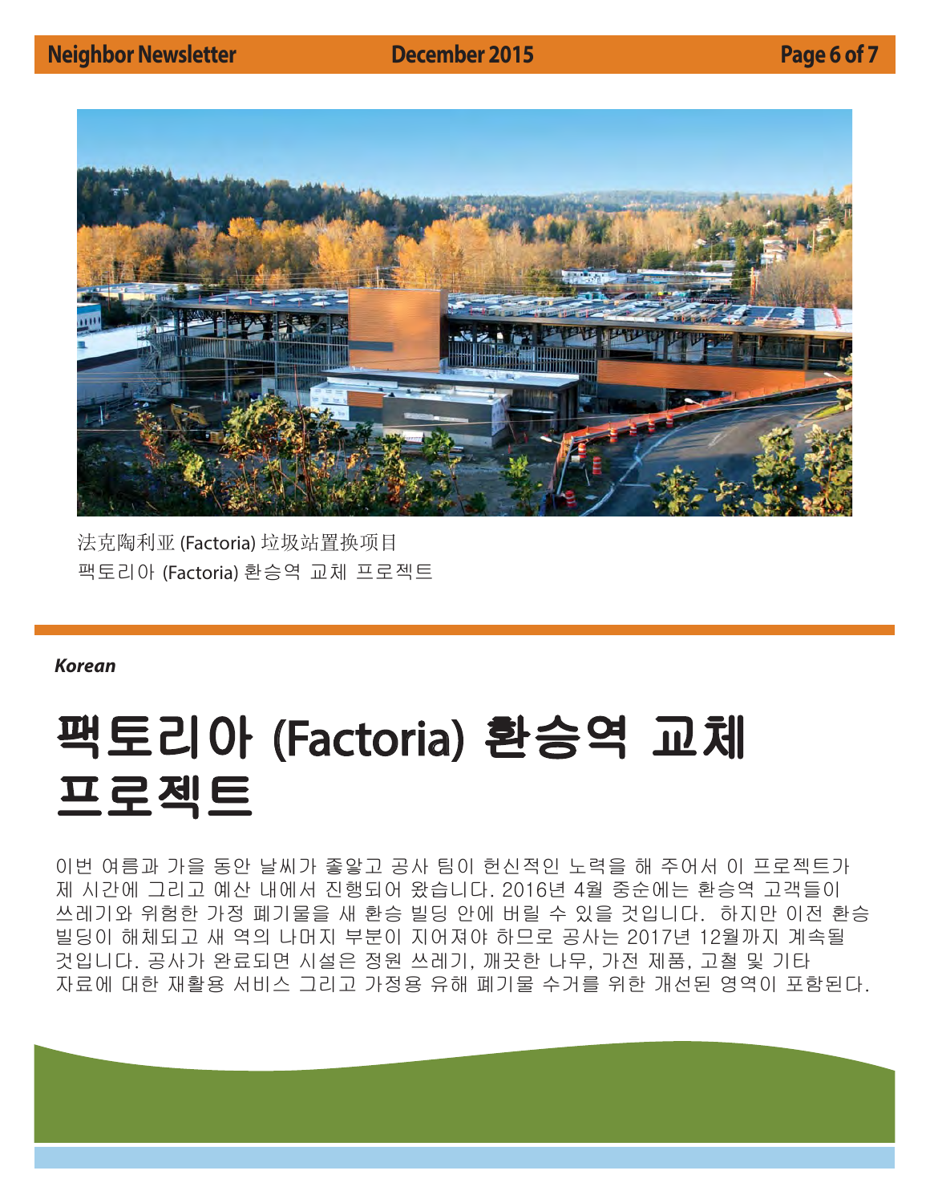法克陶利亚 (Factoria) 垃圾站置换项目
팩토리아 (Factoria) 환승역 교체 프로젝트

***Korean***

# 팩토리아 (Factoria) 환승역 교체 프로젝트

이번 여름과 가을 동안 날씨가 좋았고 공사 팀이 헌신적인 노력을 해 주어서 이 프로젝트가 제 시간에 그리고 예산 내에서 진행되어 왔습니다. 2016년 4월 중순에는 환승역 고객들이 쓰레기와 위험한 가정 폐기물을 새 환승 빌딩 안에 버릴 수 있을 것입니다. 하지만 이전 환승 빌딩이 해체되고 새 역의 나머지 부분이 지어져야 하므로 공사는 2017년 12월까지 계속될 것입니다. 공사가 완료되면 시설은 정원 쓰레기, 깨끗한 나무, 가전 제품, 고철 및 기타 자료에 대한 재활용 서비스 그리고 가정용 유해 폐기물 수거를 위한 개선된 영역이 포함된다.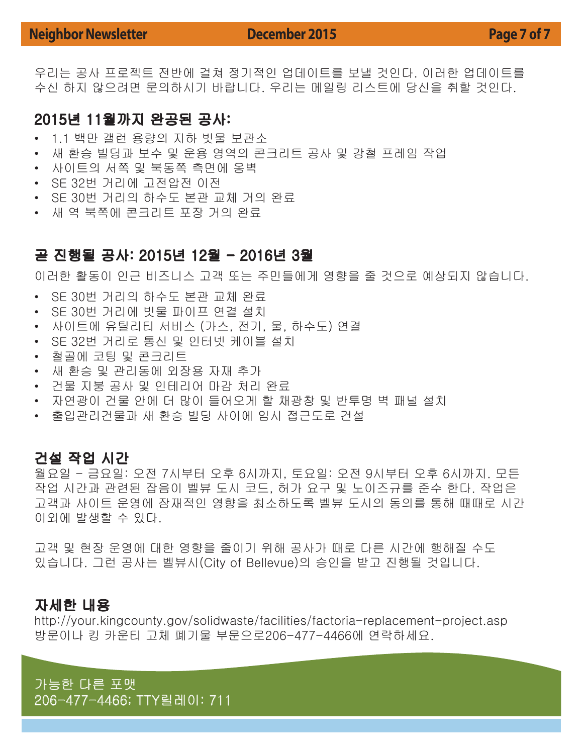우리는 공사 프로젝트 전반에 걸쳐 정기적인 업데이트를 보낼 것인다. 이러한 업데이트를 수신 하지 않으려면 문의하시기 바랍니다. 우리는 메일링 리스트에 당신을 취할 것인다.

## 2015년 11월까지 완공된 공사:

- 1.1 백만 갤런 용량의 지하 빗물 보관소
- 새 환승 빌딩과 보수 및 운용 영역의 콘크리트 공사 및 강철 프레임 작업
- 사이트의 서쪽 및 북동쪽 측면에 옹벽
- SE 32번 거리에 고전압전 이전
- SE 30번 거리의 하수도 본관 교체 거의 완료
- 새 역 북쪽에 콘크리트 포장 거의 완료

## 곧 진행될 공사: 2015년 12월 – 2016년 3월

이러한 활동이 인근 비즈니스 고객 또는 주민들에게 영향을 줄 것으로 예상되지 않습니다.

- SE 30번 거리의 하수도 본관 교체 완료
- SE 30번 거리에 빗물 파이프 연결 설치
- 사이트에 유틸리티 서비스 (가스, 전기, 물, 하수도) 연결
- SE 32번 거리로 통신 및 인터넷 케이블 설치
- 철골에 코팅 및 콘크리트
- 새 환승 및 관리동에 외장용 자재 추가
- 건물 지붕 공사 및 인테리어 마감 처리 완료
- 자연광이 건물 안에 더 많이 들어오게 할 채광창 및 반투명 벽 패널 설치
- 출입관리건물과 새 환승 빌딩 사이에 임시 접근도로 건설

## 건설 작업 시간

월요일 – 금요일: 오전 7시부터 오후 6시까지, 토요일: 오전 9시부터 오후 6시까지. 모든 작업 시간과 관련된 잡음이 벨뷰 도시 코드, 허가 요구 및 노이즈규를 준수 한다. 작업은 고객과 사이트 운영에 잠재적인 영향을 최소하도록 벨뷰 도시의 동의를 통해 때때로 시간 이외에 발생할 수 있다.

고객 및 현장 운영에 대한 영향을 줄이기 위해 공사가 때로 다른 시간에 행해질 수도 있습니다. 그런 공사는 벨뷰시(City of Bellevue)의 승인을 받고 진행될 것입니다.

## 자세한 내용

http://your.kingcounty.gov/solidwaste/facilities/factoria-replacement-project.asp 방문이나 킹 카운티 고체 폐기물 부문으로206-477-4466에 연락하세요.

가능한 다른 포맷
206-477-4466; TTY릴레이: 711